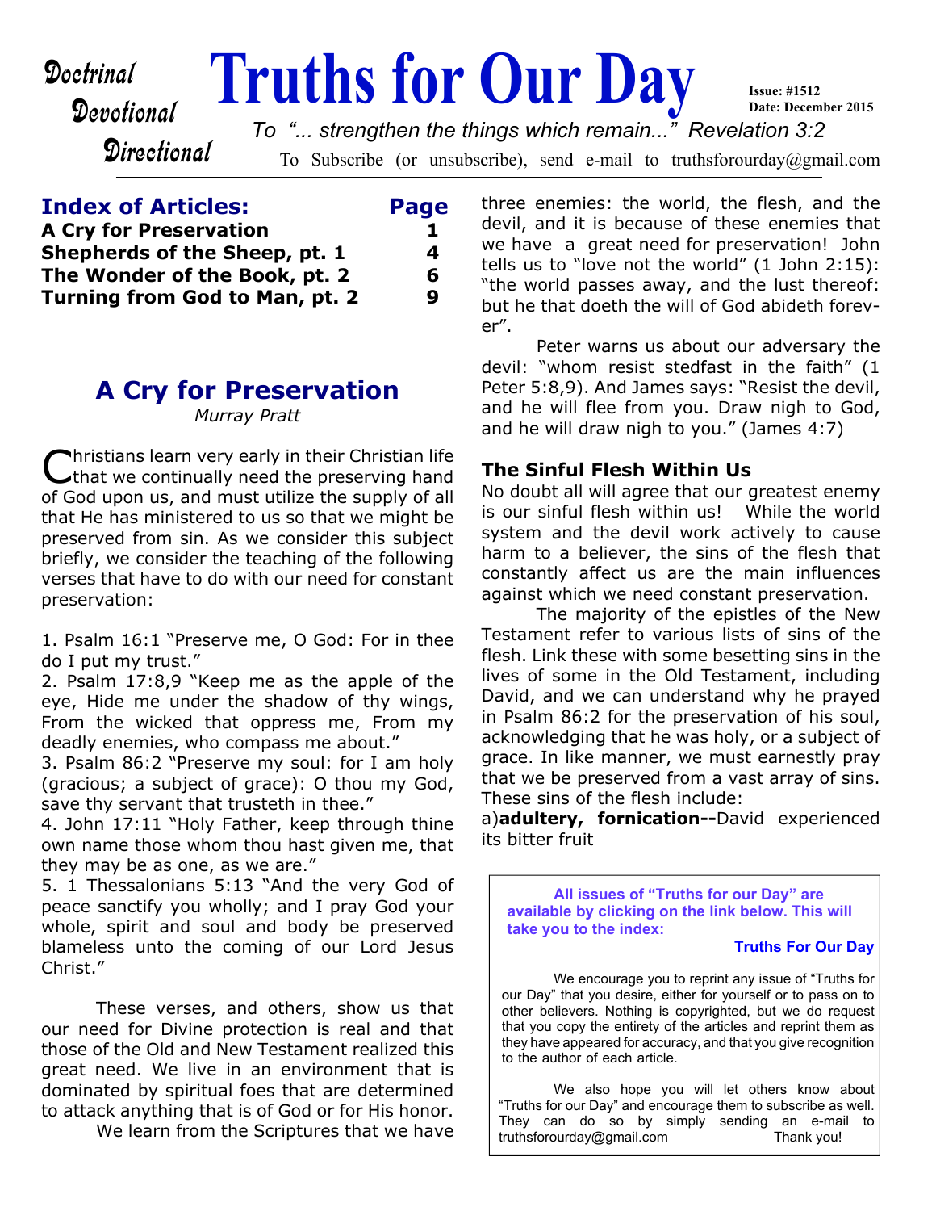Doctrinal
Devotional
Directional

# Truths for Our Day

Issue: #1512
Date: December 2015

*To "... strengthen the things which remain..." Revelation 3:2*

To Subscribe (or unsubscribe), send e-mail to truthsforourday@gmail.com

| **Index of Articles:** | **Page** |
|---|---|
| **A Cry for Preservation** | **1** |
| **Shepherds of the Sheep, pt. 1** | **4** |
| **The Wonder of the Book, pt. 2** | **6** |
| **Turning from God to Man, pt. 2** | **9** |

## A Cry for Preservation

*Murray Pratt*

Christians learn very early in their Christian life that we continually need the preserving hand of God upon us, and must utilize the supply of all that He has ministered to us so that we might be preserved from sin. As we consider this subject briefly, we consider the teaching of the following verses that have to do with our need for constant preservation:

1. Psalm 16:1 "Preserve me, O God: For in thee do I put my trust."
2. Psalm 17:8,9 "Keep me as the apple of the eye, Hide me under the shadow of thy wings, From the wicked that oppress me, From my deadly enemies, who compass me about."
3. Psalm 86:2 "Preserve my soul: for I am holy (gracious; a subject of grace): O thou my God, save thy servant that trusteth in thee."
4. John 17:11 "Holy Father, keep through thine own name those whom thou hast given me, that they may be as one, as we are."
5. 1 Thessalonians 5:13 "And the very God of peace sanctify you wholly; and I pray God your whole, spirit and soul and body be preserved blameless unto the coming of our Lord Jesus Christ."

These verses, and others, show us that our need for Divine protection is real and that those of the Old and New Testament realized this great need. We live in an environment that is dominated by spiritual foes that are determined to attack anything that is of God or for His honor.

We learn from the Scriptures that we have three enemies: the world, the flesh, and the devil, and it is because of these enemies that we have a great need for preservation! John tells us to "love not the world" (1 John 2:15): "the world passes away, and the lust thereof: but he that doeth the will of God abideth forever".

Peter warns us about our adversary the devil: "whom resist stedfast in the faith" (1 Peter 5:8,9). And James says: "Resist the devil, and he will flee from you. Draw nigh to God, and he will draw nigh to you." (James 4:7)

### The Sinful Flesh Within Us

No doubt all will agree that our greatest enemy is our sinful flesh within us! While the world system and the devil work actively to cause harm to a believer, the sins of the flesh that constantly affect us are the main influences against which we need constant preservation.

The majority of the epistles of the New Testament refer to various lists of sins of the flesh. Link these with some besetting sins in the lives of some in the Old Testament, including David, and we can understand why he prayed in Psalm 86:2 for the preservation of his soul, acknowledging that he was holy, or a subject of grace. In like manner, we must earnestly pray that we be preserved from a vast array of sins. These sins of the flesh include:

a) **adultery, fornication--**David experienced its bitter fruit

---

**All issues of "Truths for our Day" are available by clicking on the link below. This will take you to the index:**

**Truths For Our Day**

We encourage you to reprint any issue of "Truths for our Day" that you desire, either for yourself or to pass on to other believers. Nothing is copyrighted, but we do request that you copy the entirety of the articles and reprint them as they have appeared for accuracy, and that you give recognition to the author of each article.

We also hope you will let others know about "Truths for our Day" and encourage them to subscribe as well. They can do so by simply sending an e-mail to truthsforourday@gmail.com Thank you!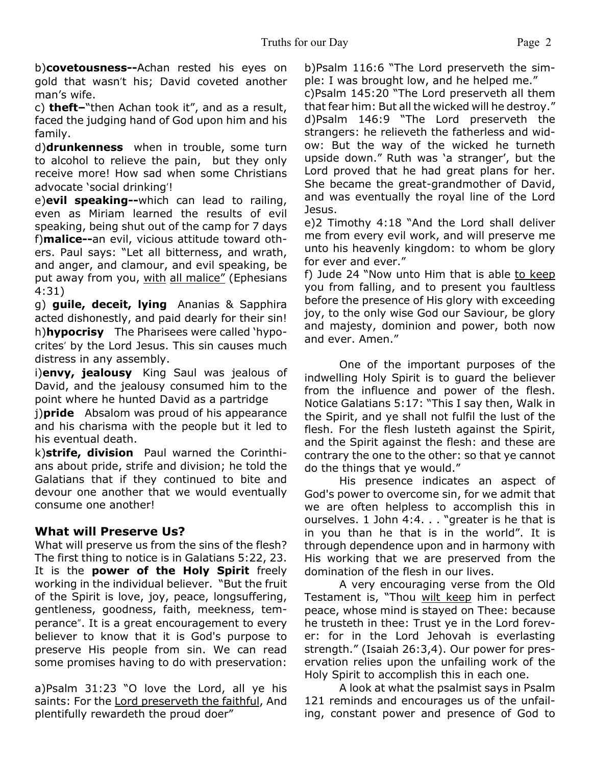b)**covetousness--**Achan rested his eyes on gold that wasn't his; David coveted another man's wife.

c) **theft–**"then Achan took it", and as a result, faced the judging hand of God upon him and his family.

d)**drunkenness** when in trouble, some turn to alcohol to relieve the pain, but they only receive more! How sad when some Christians advocate 'social drinking'!

e)**evil speaking--**which can lead to railing, even as Miriam learned the results of evil speaking, being shut out of the camp for 7 days

f)**malice--**an evil, vicious attitude toward others. Paul says: "Let all bitterness, and wrath, and anger, and clamour, and evil speaking, be put away from you, with all malice" (Ephesians 4:31)

g) **guile, deceit, lying** Ananias & Sapphira acted dishonestly, and paid dearly for their sin!

h)**hypocrisy** The Pharisees were called 'hypocrites' by the Lord Jesus. This sin causes much distress in any assembly.

i)**envy, jealousy** King Saul was jealous of David, and the jealousy consumed him to the point where he hunted David as a partridge

j)**pride** Absalom was proud of his appearance and his charisma with the people but it led to his eventual death.

k)**strife, division** Paul warned the Corinthians about pride, strife and division; he told the Galatians that if they continued to bite and devour one another that we would eventually consume one another!

### What will Preserve Us?

What will preserve us from the sins of the flesh? The first thing to notice is in Galatians 5:22, 23. It is the **power of the Holy Spirit** freely working in the individual believer. "But the fruit of the Spirit is love, joy, peace, longsuffering, gentleness, goodness, faith, meekness, temperance". It is a great encouragement to every believer to know that it is God's purpose to preserve His people from sin. We can read some promises having to do with preservation:

a)Psalm 31:23 "O love the Lord, all ye his saints: For the Lord preserveth the faithful, And plentifully rewardeth the proud doer"

b)Psalm 116:6 "The Lord preserveth the simple: I was brought low, and he helped me."

c)Psalm 145:20 "The Lord preserveth all them that fear him: But all the wicked will he destroy."

d)Psalm 146:9 "The Lord preserveth the strangers: he relieveth the fatherless and widow: But the way of the wicked he turneth upside down." Ruth was 'a stranger', but the Lord proved that he had great plans for her. She became the great-grandmother of David, and was eventually the royal line of the Lord Jesus.

e)2 Timothy 4:18 "And the Lord shall deliver me from every evil work, and will preserve me unto his heavenly kingdom: to whom be glory for ever and ever."

f) Jude 24 "Now unto Him that is able to keep you from falling, and to present you faultless before the presence of His glory with exceeding joy, to the only wise God our Saviour, be glory and majesty, dominion and power, both now and ever. Amen."

One of the important purposes of the indwelling Holy Spirit is to guard the believer from the influence and power of the flesh. Notice Galatians 5:17: "This I say then, Walk in the Spirit, and ye shall not fulfil the lust of the flesh. For the flesh lusteth against the Spirit, and the Spirit against the flesh: and these are contrary the one to the other: so that ye cannot do the things that ye would."

His presence indicates an aspect of God's power to overcome sin, for we admit that we are often helpless to accomplish this in ourselves. 1 John 4:4. . . "greater is he that is in you than he that is in the world". It is through dependence upon and in harmony with His working that we are preserved from the domination of the flesh in our lives.

A very encouraging verse from the Old Testament is, "Thou wilt keep him in perfect peace, whose mind is stayed on Thee: because he trusteth in thee: Trust ye in the Lord forever: for in the Lord Jehovah is everlasting strength." (Isaiah 26:3,4). Our power for preservation relies upon the unfailing work of the Holy Spirit to accomplish this in each one.

A look at what the psalmist says in Psalm 121 reminds and encourages us of the unfailing, constant power and presence of God to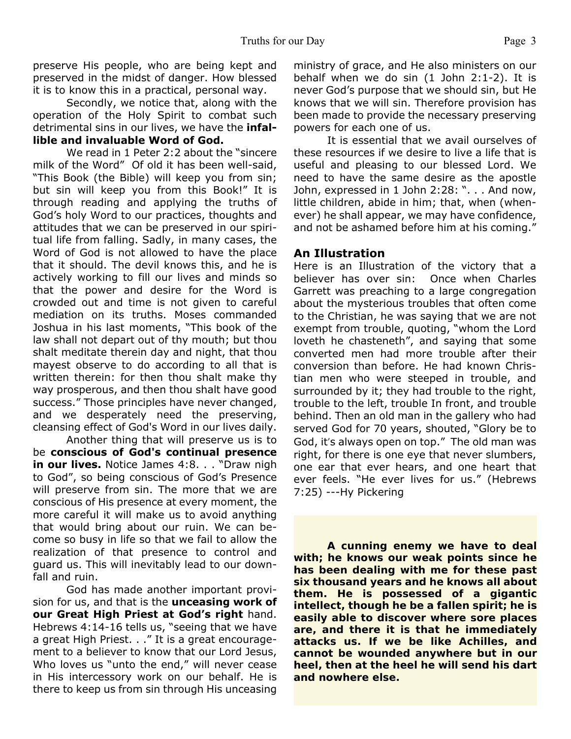preserve His people, who are being kept and preserved in the midst of danger. How blessed it is to know this in a practical, personal way.

Secondly, we notice that, along with the operation of the Holy Spirit to combat such detrimental sins in our lives, we have the **infallible and invaluable Word of God.**

We read in 1 Peter 2:2 about the "sincere milk of the Word" Of old it has been well-said, "This Book (the Bible) will keep you from sin; but sin will keep you from this Book!" It is through reading and applying the truths of God's holy Word to our practices, thoughts and attitudes that we can be preserved in our spiritual life from falling. Sadly, in many cases, the Word of God is not allowed to have the place that it should. The devil knows this, and he is actively working to fill our lives and minds so that the power and desire for the Word is crowded out and time is not given to careful mediation on its truths. Moses commanded Joshua in his last moments, "This book of the law shall not depart out of thy mouth; but thou shalt meditate therein day and night, that thou mayest observe to do according to all that is written therein: for then thou shalt make thy way prosperous, and then thou shalt have good success." Those principles have never changed, and we desperately need the preserving, cleansing effect of God's Word in our lives daily.

Another thing that will preserve us is to be **conscious of God's continual presence in our lives.** Notice James 4:8. . . "Draw nigh to God", so being conscious of God's Presence will preserve from sin. The more that we are conscious of His presence at every moment, the more careful it will make us to avoid anything that would bring about our ruin. We can become so busy in life so that we fail to allow the realization of that presence to control and guard us. This will inevitably lead to our downfall and ruin.

God has made another important provision for us, and that is the **unceasing work of our Great High Priest at God's right** hand. Hebrews 4:14-16 tells us, "seeing that we have a great High Priest. . ." It is a great encouragement to a believer to know that our Lord Jesus, Who loves us "unto the end," will never cease in His intercessory work on our behalf. He is there to keep us from sin through His unceasing ministry of grace, and He also ministers on our behalf when we do sin (1 John 2:1-2). It is never God's purpose that we should sin, but He knows that we will sin. Therefore provision has been made to provide the necessary preserving powers for each one of us.

It is essential that we avail ourselves of these resources if we desire to live a life that is useful and pleasing to our blessed Lord. We need to have the same desire as the apostle John, expressed in 1 John 2:28: ". . . And now, little children, abide in him; that, when (whenever) he shall appear, we may have confidence, and not be ashamed before him at his coming."

## An Illustration

Here is an Illustration of the victory that a believer has over sin: Once when Charles Garrett was preaching to a large congregation about the mysterious troubles that often come to the Christian, he was saying that we are not exempt from trouble, quoting, "whom the Lord loveth he chasteneth", and saying that some converted men had more trouble after their conversion than before. He had known Christian men who were steeped in trouble, and surrounded by it; they had trouble to the right, trouble to the left, trouble In front, and trouble behind. Then an old man in the gallery who had served God for 70 years, shouted, "Glory be to God, it's always open on top." The old man was right, for there is one eye that never slumbers, one ear that ever hears, and one heart that ever feels. "He ever lives for us." (Hebrews 7:25) ---Hy Pickering

**A cunning enemy we have to deal with; he knows our weak points since he has been dealing with me for these past six thousand years and he knows all about them. He is possessed of a gigantic intellect, though he be a fallen spirit; he is easily able to discover where sore places are, and there it is that he immediately attacks us. If we be like Achilles, and cannot be wounded anywhere but in our heel, then at the heel he will send his dart and nowhere else.**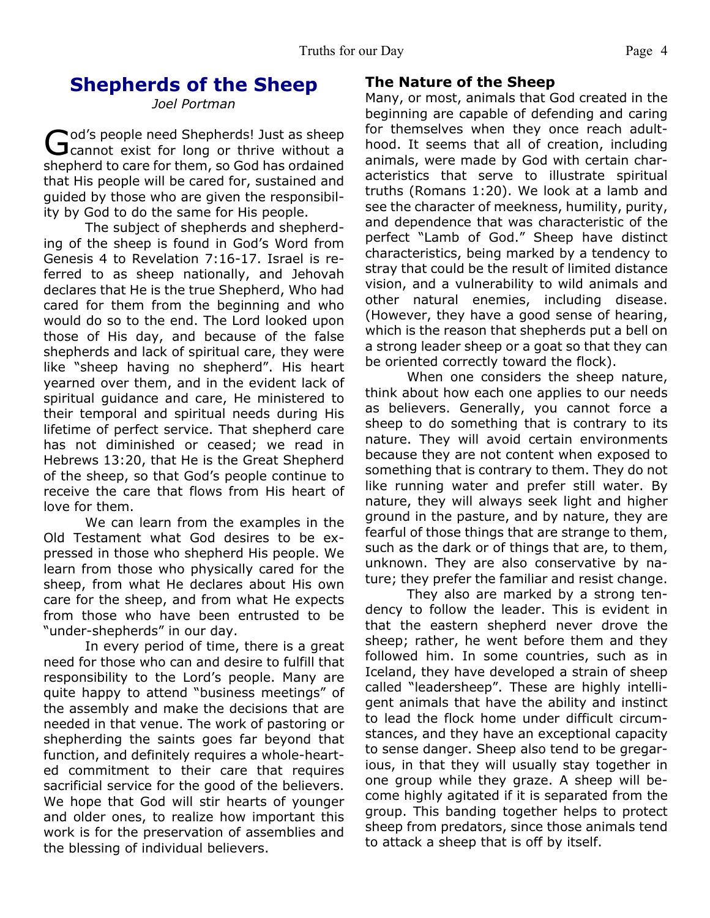# Shepherds of the Sheep

*Joel Portman*

God's people need Shepherds! Just as sheep cannot exist for long or thrive without a shepherd to care for them, so God has ordained that His people will be cared for, sustained and guided by those who are given the responsibility by God to do the same for His people.

The subject of shepherds and shepherding of the sheep is found in God's Word from Genesis 4 to Revelation 7:16-17. Israel is referred to as sheep nationally, and Jehovah declares that He is the true Shepherd, Who had cared for them from the beginning and who would do so to the end. The Lord looked upon those of His day, and because of the false shepherds and lack of spiritual care, they were like "sheep having no shepherd". His heart yearned over them, and in the evident lack of spiritual guidance and care, He ministered to their temporal and spiritual needs during His lifetime of perfect service. That shepherd care has not diminished or ceased; we read in Hebrews 13:20, that He is the Great Shepherd of the sheep, so that God's people continue to receive the care that flows from His heart of love for them.

We can learn from the examples in the Old Testament what God desires to be expressed in those who shepherd His people. We learn from those who physically cared for the sheep, from what He declares about His own care for the sheep, and from what He expects from those who have been entrusted to be "under-shepherds" in our day.

In every period of time, there is a great need for those who can and desire to fulfill that responsibility to the Lord's people. Many are quite happy to attend "business meetings" of the assembly and make the decisions that are needed in that venue. The work of pastoring or shepherding the saints goes far beyond that function, and definitely requires a whole-hearted commitment to their care that requires sacrificial service for the good of the believers. We hope that God will stir hearts of younger and older ones, to realize how important this work is for the preservation of assemblies and the blessing of individual believers.

### The Nature of the Sheep

Many, or most, animals that God created in the beginning are capable of defending and caring for themselves when they once reach adulthood. It seems that all of creation, including animals, were made by God with certain characteristics that serve to illustrate spiritual truths (Romans 1:20). We look at a lamb and see the character of meekness, humility, purity, and dependence that was characteristic of the perfect "Lamb of God." Sheep have distinct characteristics, being marked by a tendency to stray that could be the result of limited distance vision, and a vulnerability to wild animals and other natural enemies, including disease. (However, they have a good sense of hearing, which is the reason that shepherds put a bell on a strong leader sheep or a goat so that they can be oriented correctly toward the flock).

When one considers the sheep nature, think about how each one applies to our needs as believers. Generally, you cannot force a sheep to do something that is contrary to its nature. They will avoid certain environments because they are not content when exposed to something that is contrary to them. They do not like running water and prefer still water. By nature, they will always seek light and higher ground in the pasture, and by nature, they are fearful of those things that are strange to them, such as the dark or of things that are, to them, unknown. They are also conservative by nature; they prefer the familiar and resist change.

They also are marked by a strong tendency to follow the leader. This is evident in that the eastern shepherd never drove the sheep; rather, he went before them and they followed him. In some countries, such as in Iceland, they have developed a strain of sheep called "leadersheep". These are highly intelligent animals that have the ability and instinct to lead the flock home under difficult circumstances, and they have an exceptional capacity to sense danger. Sheep also tend to be gregarious, in that they will usually stay together in one group while they graze. A sheep will become highly agitated if it is separated from the group. This banding together helps to protect sheep from predators, since those animals tend to attack a sheep that is off by itself.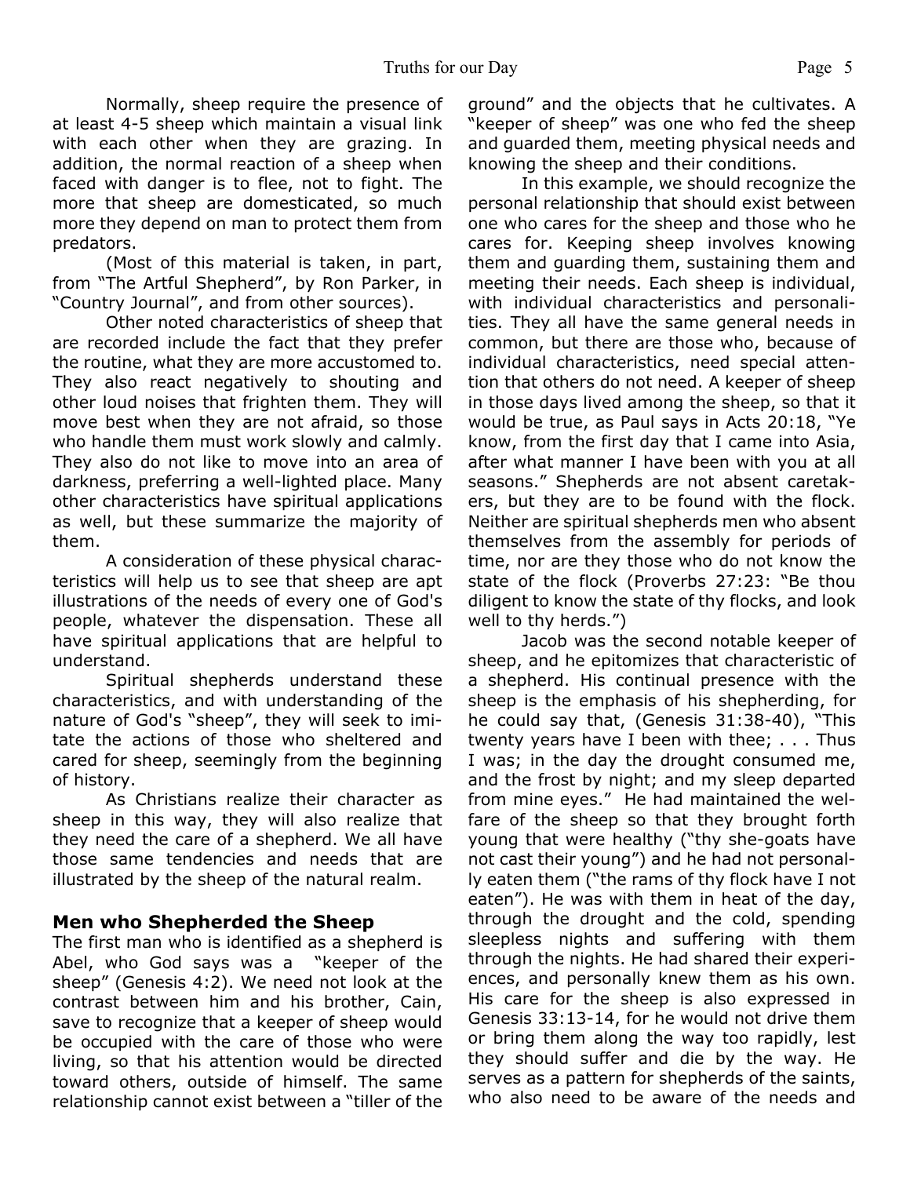Normally, sheep require the presence of at least 4-5 sheep which maintain a visual link with each other when they are grazing. In addition, the normal reaction of a sheep when faced with danger is to flee, not to fight. The more that sheep are domesticated, so much more they depend on man to protect them from predators.

(Most of this material is taken, in part, from "The Artful Shepherd", by Ron Parker, in "Country Journal", and from other sources).

Other noted characteristics of sheep that are recorded include the fact that they prefer the routine, what they are more accustomed to. They also react negatively to shouting and other loud noises that frighten them. They will move best when they are not afraid, so those who handle them must work slowly and calmly. They also do not like to move into an area of darkness, preferring a well-lighted place. Many other characteristics have spiritual applications as well, but these summarize the majority of them.

A consideration of these physical characteristics will help us to see that sheep are apt illustrations of the needs of every one of God's people, whatever the dispensation. These all have spiritual applications that are helpful to understand.

Spiritual shepherds understand these characteristics, and with understanding of the nature of God's "sheep", they will seek to imitate the actions of those who sheltered and cared for sheep, seemingly from the beginning of history.

As Christians realize their character as sheep in this way, they will also realize that they need the care of a shepherd. We all have those same tendencies and needs that are illustrated by the sheep of the natural realm.

### Men who Shepherded the Sheep

The first man who is identified as a shepherd is Abel, who God says was a "keeper of the sheep" (Genesis 4:2). We need not look at the contrast between him and his brother, Cain, save to recognize that a keeper of sheep would be occupied with the care of those who were living, so that his attention would be directed toward others, outside of himself. The same relationship cannot exist between a "tiller of the ground" and the objects that he cultivates. A "keeper of sheep" was one who fed the sheep and guarded them, meeting physical needs and knowing the sheep and their conditions.

In this example, we should recognize the personal relationship that should exist between one who cares for the sheep and those who he cares for. Keeping sheep involves knowing them and guarding them, sustaining them and meeting their needs. Each sheep is individual, with individual characteristics and personalities. They all have the same general needs in common, but there are those who, because of individual characteristics, need special attention that others do not need. A keeper of sheep in those days lived among the sheep, so that it would be true, as Paul says in Acts 20:18, "Ye know, from the first day that I came into Asia, after what manner I have been with you at all seasons." Shepherds are not absent caretakers, but they are to be found with the flock. Neither are spiritual shepherds men who absent themselves from the assembly for periods of time, nor are they those who do not know the state of the flock (Proverbs 27:23: "Be thou diligent to know the state of thy flocks, and look well to thy herds.")

Jacob was the second notable keeper of sheep, and he epitomizes that characteristic of a shepherd. His continual presence with the sheep is the emphasis of his shepherding, for he could say that, (Genesis 31:38-40), "This twenty years have I been with thee; . . . Thus I was; in the day the drought consumed me, and the frost by night; and my sleep departed from mine eyes." He had maintained the welfare of the sheep so that they brought forth young that were healthy ("thy she-goats have not cast their young") and he had not personally eaten them ("the rams of thy flock have I not eaten"). He was with them in heat of the day, through the drought and the cold, spending sleepless nights and suffering with them through the nights. He had shared their experiences, and personally knew them as his own. His care for the sheep is also expressed in Genesis 33:13-14, for he would not drive them or bring them along the way too rapidly, lest they should suffer and die by the way. He serves as a pattern for shepherds of the saints, who also need to be aware of the needs and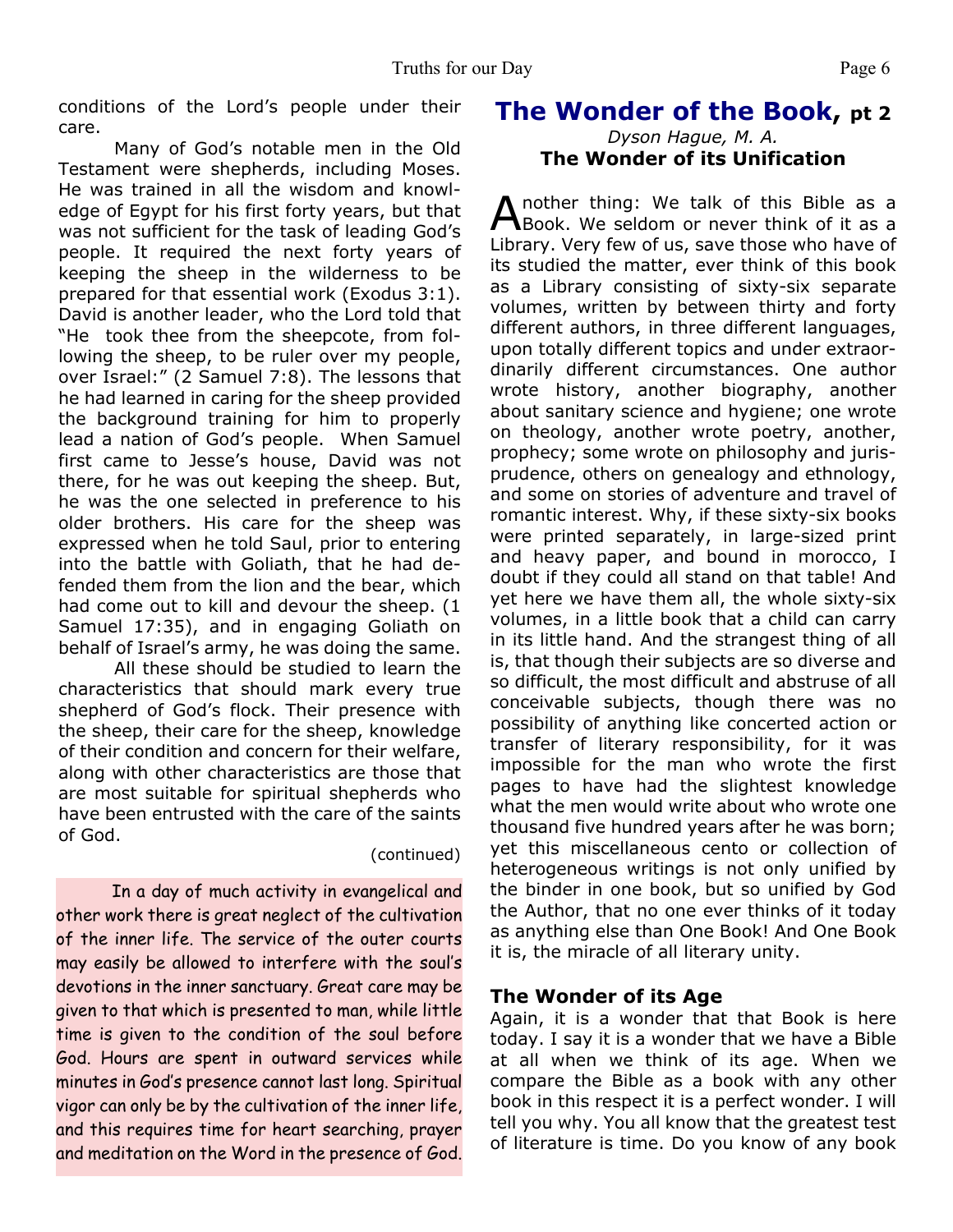conditions of the Lord's people under their care.

Many of God's notable men in the Old Testament were shepherds, including Moses. He was trained in all the wisdom and knowledge of Egypt for his first forty years, but that was not sufficient for the task of leading God's people. It required the next forty years of keeping the sheep in the wilderness to be prepared for that essential work (Exodus 3:1). David is another leader, who the Lord told that "He took thee from the sheepcote, from following the sheep, to be ruler over my people, over Israel:" (2 Samuel 7:8). The lessons that he had learned in caring for the sheep provided the background training for him to properly lead a nation of God's people. When Samuel first came to Jesse's house, David was not there, for he was out keeping the sheep. But, he was the one selected in preference to his older brothers. His care for the sheep was expressed when he told Saul, prior to entering into the battle with Goliath, that he had defended them from the lion and the bear, which had come out to kill and devour the sheep. (1 Samuel 17:35), and in engaging Goliath on behalf of Israel's army, he was doing the same.

All these should be studied to learn the characteristics that should mark every true shepherd of God's flock. Their presence with the sheep, their care for the sheep, knowledge of their condition and concern for their welfare, along with other characteristics are those that are most suitable for spiritual shepherds who have been entrusted with the care of the saints of God.

(continued)

In a day of much activity in evangelical and other work there is great neglect of the cultivation of the inner life. The service of the outer courts may easily be allowed to interfere with the soul's devotions in the inner sanctuary. Great care may be given to that which is presented to man, while little time is given to the condition of the soul before God. Hours are spent in outward services while minutes in God's presence cannot last long. Spiritual vigor can only be by the cultivation of the inner life, and this requires time for heart searching, prayer and meditation on the Word in the presence of God.

# The Wonder of the Book, pt 2

*Dyson Hague, M. A.*

### The Wonder of its Unification

Another thing: We talk of this Bible as a Book. We seldom or never think of it as a Library. Very few of us, save those who have of its studied the matter, ever think of this book as a Library consisting of sixty-six separate volumes, written by between thirty and forty different authors, in three different languages, upon totally different topics and under extraordinarily different circumstances. One author wrote history, another biography, another about sanitary science and hygiene; one wrote on theology, another wrote poetry, another, prophecy; some wrote on philosophy and jurisprudence, others on genealogy and ethnology, and some on stories of adventure and travel of romantic interest. Why, if these sixty-six books were printed separately, in large-sized print and heavy paper, and bound in morocco, I doubt if they could all stand on that table! And yet here we have them all, the whole sixty-six volumes, in a little book that a child can carry in its little hand. And the strangest thing of all is, that though their subjects are so diverse and so difficult, the most difficult and abstruse of all conceivable subjects, though there was no possibility of anything like concerted action or transfer of literary responsibility, for it was impossible for the man who wrote the first pages to have had the slightest knowledge what the men would write about who wrote one thousand five hundred years after he was born; yet this miscellaneous cento or collection of heterogeneous writings is not only unified by the binder in one book, but so unified by God the Author, that no one ever thinks of it today as anything else than One Book! And One Book it is, the miracle of all literary unity.

### The Wonder of its Age

Again, it is a wonder that that Book is here today. I say it is a wonder that we have a Bible at all when we think of its age. When we compare the Bible as a book with any other book in this respect it is a perfect wonder. I will tell you why. You all know that the greatest test of literature is time. Do you know of any book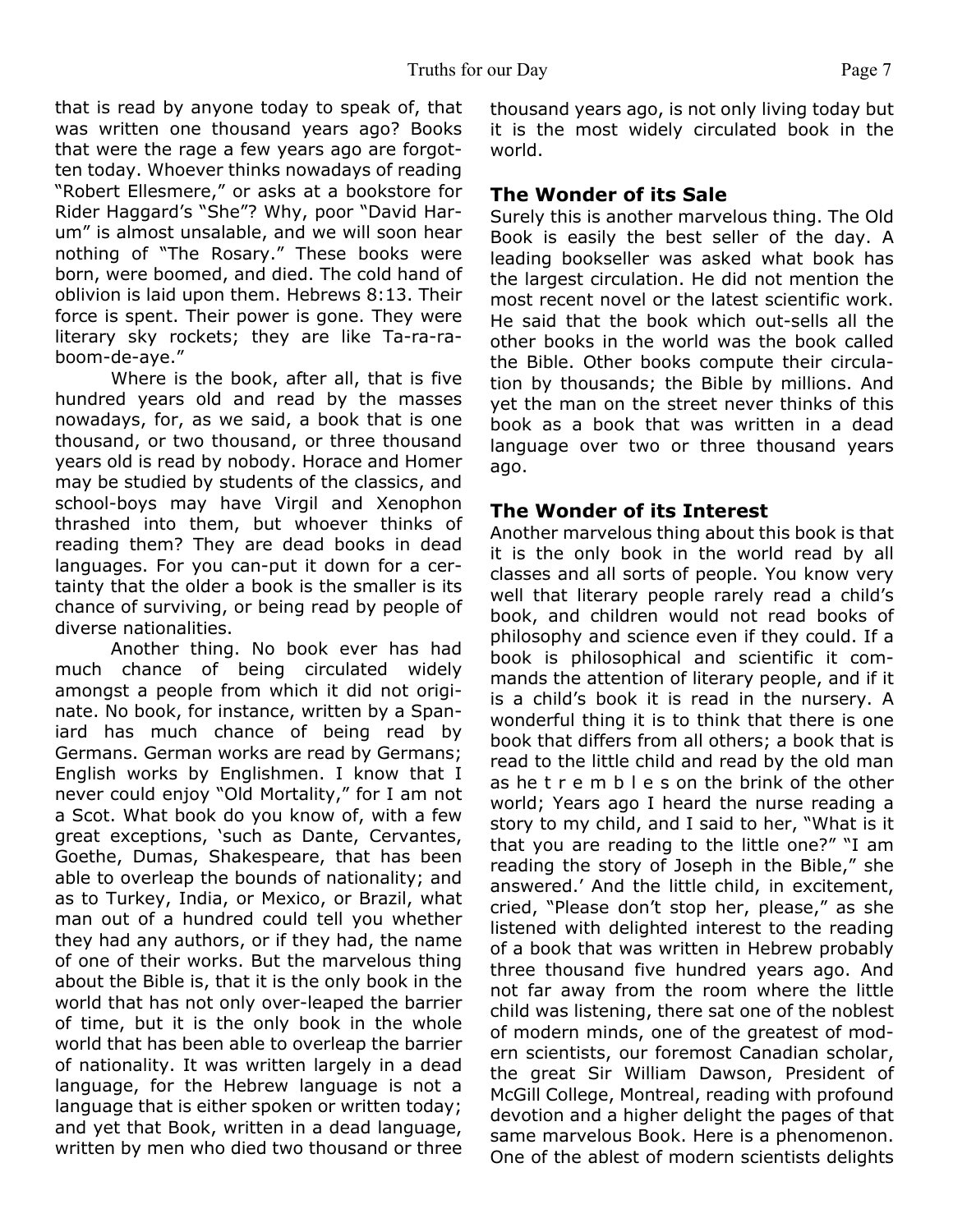that is read by anyone today to speak of, that was written one thousand years ago? Books that were the rage a few years ago are forgotten today. Whoever thinks nowadays of reading "Robert Ellesmere," or asks at a bookstore for Rider Haggard's "She"? Why, poor "David Harum" is almost unsalable, and we will soon hear nothing of "The Rosary." These books were born, were boomed, and died. The cold hand of oblivion is laid upon them. Hebrews 8:13. Their force is spent. Their power is gone. They were literary sky rockets; they are like Ta-ra-ra-boom-de-aye."

Where is the book, after all, that is five hundred years old and read by the masses nowadays, for, as we said, a book that is one thousand, or two thousand, or three thousand years old is read by nobody. Horace and Homer may be studied by students of the classics, and school-boys may have Virgil and Xenophon thrashed into them, but whoever thinks of reading them? They are dead books in dead languages. For you can-put it down for a certainty that the older a book is the smaller is its chance of surviving, or being read by people of diverse nationalities.

Another thing. No book ever has had much chance of being circulated widely amongst a people from which it did not originate. No book, for instance, written by a Spaniard has much chance of being read by Germans. German works are read by Germans; English works by Englishmen. I know that I never could enjoy "Old Mortality," for I am not a Scot. What book do you know of, with a few great exceptions, 'such as Dante, Cervantes, Goethe, Dumas, Shakespeare, that has been able to overleap the bounds of nationality; and as to Turkey, India, or Mexico, or Brazil, what man out of a hundred could tell you whether they had any authors, or if they had, the name of one of their works. But the marvelous thing about the Bible is, that it is the only book in the world that has not only over-leaped the barrier of time, but it is the only book in the whole world that has been able to overleap the barrier of nationality. It was written largely in a dead language, for the Hebrew language is not a language that is either spoken or written today; and yet that Book, written in a dead language, written by men who died two thousand or three thousand years ago, is not only living today but it is the most widely circulated book in the world.

### The Wonder of its Sale

Surely this is another marvelous thing. The Old Book is easily the best seller of the day. A leading bookseller was asked what book has the largest circulation. He did not mention the most recent novel or the latest scientific work. He said that the book which out-sells all the other books in the world was the book called the Bible. Other books compute their circulation by thousands; the Bible by millions. And yet the man on the street never thinks of this book as a book that was written in a dead language over two or three thousand years ago.

### The Wonder of its Interest

Another marvelous thing about this book is that it is the only book in the world read by all classes and all sorts of people. You know very well that literary people rarely read a child's book, and children would not read books of philosophy and science even if they could. If a book is philosophical and scientific it commands the attention of literary people, and if it is a child's book it is read in the nursery. A wonderful thing it is to think that there is one book that differs from all others; a book that is read to the little child and read by the old man as he t r e m b l e s on the brink of the other world; Years ago I heard the nurse reading a story to my child, and I said to her, "What is it that you are reading to the little one?" "I am reading the story of Joseph in the Bible," she answered.' And the little child, in excitement, cried, "Please don't stop her, please," as she listened with delighted interest to the reading of a book that was written in Hebrew probably three thousand five hundred years ago. And not far away from the room where the little child was listening, there sat one of the noblest of modern minds, one of the greatest of modern scientists, our foremost Canadian scholar, the great Sir William Dawson, President of McGill College, Montreal, reading with profound devotion and a higher delight the pages of that same marvelous Book. Here is a phenomenon. One of the ablest of modern scientists delights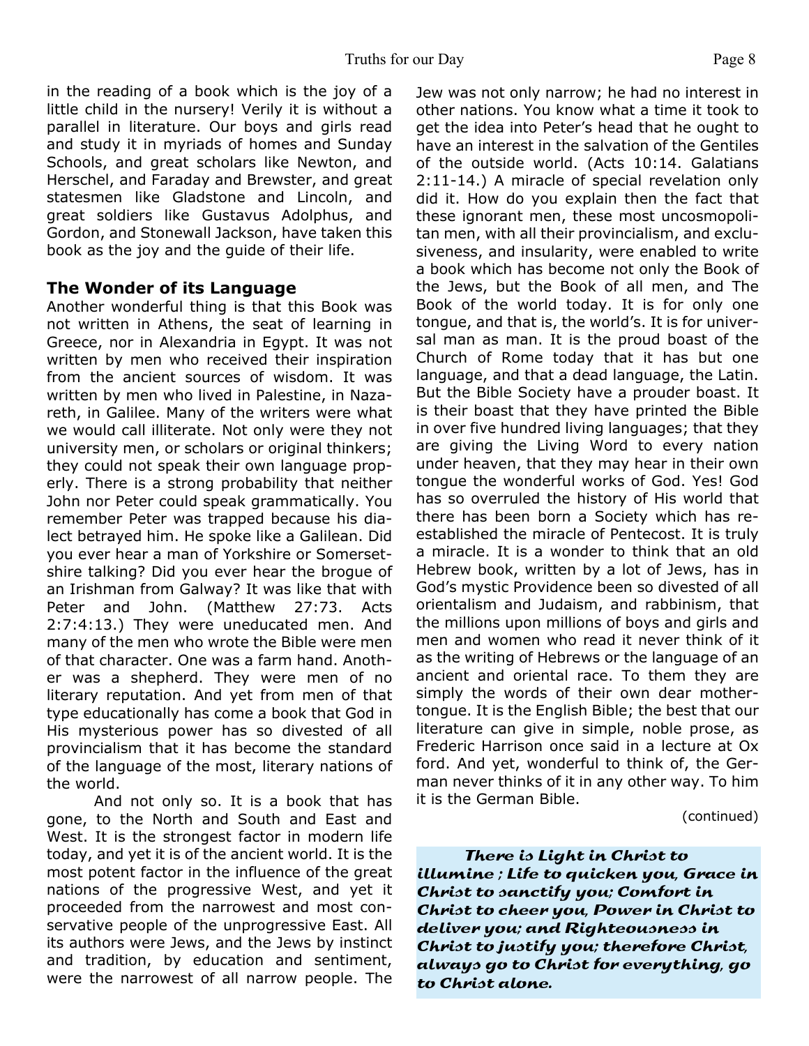in the reading of a book which is the joy of a little child in the nursery! Verily it is without a parallel in literature. Our boys and girls read and study it in myriads of homes and Sunday Schools, and great scholars like Newton, and Herschel, and Faraday and Brewster, and great statesmen like Gladstone and Lincoln, and great soldiers like Gustavus Adolphus, and Gordon, and Stonewall Jackson, have taken this book as the joy and the guide of their life.

**The Wonder of its Language**

Another wonderful thing is that this Book was not written in Athens, the seat of learning in Greece, nor in Alexandria in Egypt. It was not written by men who received their inspiration from the ancient sources of wisdom. It was written by men who lived in Palestine, in Nazareth, in Galilee. Many of the writers were what we would call illiterate. Not only were they not university men, or scholars or original thinkers; they could not speak their own language properly. There is a strong probability that neither John nor Peter could speak grammatically. You remember Peter was trapped because his dialect betrayed him. He spoke like a Galilean. Did you ever hear a man of Yorkshire or Somersetshire talking? Did you ever hear the brogue of an Irishman from Galway? It was like that with Peter and John. (Matthew 27:73. Acts 2:7:4:13.) They were uneducated men. And many of the men who wrote the Bible were men of that character. One was a farm hand. Another was a shepherd. They were men of no literary reputation. And yet from men of that type educationally has come a book that God in His mysterious power has so divested of all provincialism that it has become the standard of the language of the most, literary nations of the world.

And not only so. It is a book that has gone, to the North and South and East and West. It is the strongest factor in modern life today, and yet it is of the ancient world. It is the most potent factor in the influence of the great nations of the progressive West, and yet it proceeded from the narrowest and most conservative people of the unprogressive East. All its authors were Jews, and the Jews by instinct and tradition, by education and sentiment, were the narrowest of all narrow people. The Jew was not only narrow; he had no interest in other nations. You know what a time it took to get the idea into Peter's head that he ought to have an interest in the salvation of the Gentiles of the outside world. (Acts 10:14. Galatians 2:11-14.) A miracle of special revelation only did it. How do you explain then the fact that these ignorant men, these most uncosmopolitan men, with all their provincialism, and exclusiveness, and insularity, were enabled to write a book which has become not only the Book of the Jews, but the Book of all men, and The Book of the world today. It is for only one tongue, and that is, the world's. It is for universal man as man. It is the proud boast of the Church of Rome today that it has but one language, and that a dead language, the Latin. But the Bible Society have a prouder boast. It is their boast that they have printed the Bible in over five hundred living languages; that they are giving the Living Word to every nation under heaven, that they may hear in their own tongue the wonderful works of God. Yes! God has so overruled the history of His world that there has been born a Society which has re-established the miracle of Pentecost. It is truly a miracle. It is a wonder to think that an old Hebrew book, written by a lot of Jews, has in God's mystic Providence been so divested of all orientalism and Judaism, and rabbinism, that the millions upon millions of boys and girls and men and women who read it never think of it as the writing of Hebrews or the language of an ancient and oriental race. To them they are simply the words of their own dear mother-tongue. It is the English Bible; the best that our literature can give in simple, noble prose, as Frederic Harrison once said in a lecture at Ox ford. And yet, wonderful to think of, the German never thinks of it in any other way. To him it is the German Bible.

(continued)

***There is Light in Christ to illumine ; Life to quicken you, Grace in Christ to sanctify you; Comfort in Christ to cheer you, Power in Christ to deliver you; and Righteousness in Christ to justify you; therefore Christ, always go to Christ for everything, go to Christ alone.***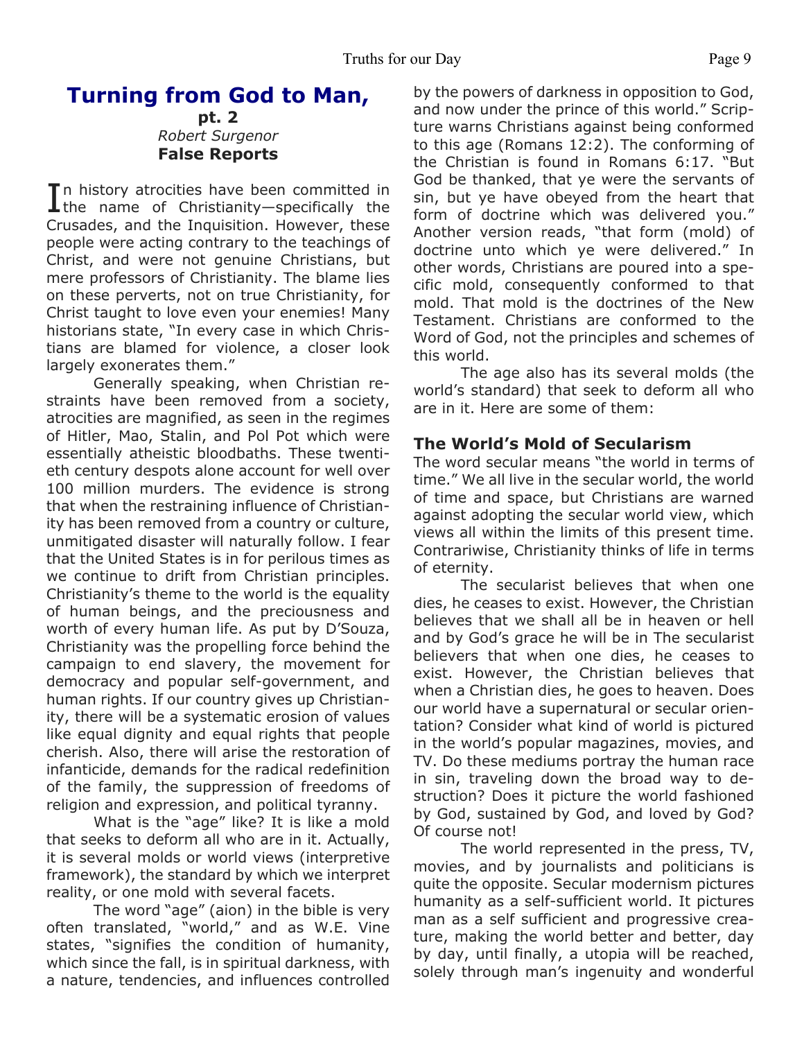## Turning from God to Man,

**pt. 2**

*Robert Surgenor*

### False Reports

In history atrocities have been committed in the name of Christianity—specifically the Crusades, and the Inquisition. However, these people were acting contrary to the teachings of Christ, and were not genuine Christians, but mere professors of Christianity. The blame lies on these perverts, not on true Christianity, for Christ taught to love even your enemies! Many historians state, "In every case in which Christians are blamed for violence, a closer look largely exonerates them."

Generally speaking, when Christian restraints have been removed from a society, atrocities are magnified, as seen in the regimes of Hitler, Mao, Stalin, and Pol Pot which were essentially atheistic bloodbaths. These twentieth century despots alone account for well over 100 million murders. The evidence is strong that when the restraining influence of Christianity has been removed from a country or culture, unmitigated disaster will naturally follow. I fear that the United States is in for perilous times as we continue to drift from Christian principles. Christianity's theme to the world is the equality of human beings, and the preciousness and worth of every human life. As put by D'Souza, Christianity was the propelling force behind the campaign to end slavery, the movement for democracy and popular self-government, and human rights. If our country gives up Christianity, there will be a systematic erosion of values like equal dignity and equal rights that people cherish. Also, there will arise the restoration of infanticide, demands for the radical redefinition of the family, the suppression of freedoms of religion and expression, and political tyranny.

What is the "age" like? It is like a mold that seeks to deform all who are in it. Actually, it is several molds or world views (interpretive framework), the standard by which we interpret reality, or one mold with several facets.

The word "age" (aion) in the bible is very often translated, "world," and as W.E. Vine states, "signifies the condition of humanity, which since the fall, is in spiritual darkness, with a nature, tendencies, and influences controlled by the powers of darkness in opposition to God, and now under the prince of this world." Scripture warns Christians against being conformed to this age (Romans 12:2). The conforming of the Christian is found in Romans 6:17. "But God be thanked, that ye were the servants of sin, but ye have obeyed from the heart that form of doctrine which was delivered you." Another version reads, "that form (mold) of doctrine unto which ye were delivered." In other words, Christians are poured into a specific mold, consequently conformed to that mold. That mold is the doctrines of the New Testament. Christians are conformed to the Word of God, not the principles and schemes of this world.

The age also has its several molds (the world's standard) that seek to deform all who are in it. Here are some of them:

### The World's Mold of Secularism

The word secular means "the world in terms of time." We all live in the secular world, the world of time and space, but Christians are warned against adopting the secular world view, which views all within the limits of this present time. Contrariwise, Christianity thinks of life in terms of eternity.

The secularist believes that when one dies, he ceases to exist. However, the Christian believes that we shall all be in heaven or hell and by God's grace he will be in The secularist believers that when one dies, he ceases to exist. However, the Christian believes that when a Christian dies, he goes to heaven. Does our world have a supernatural or secular orientation? Consider what kind of world is pictured in the world's popular magazines, movies, and TV. Do these mediums portray the human race in sin, traveling down the broad way to destruction? Does it picture the world fashioned by God, sustained by God, and loved by God? Of course not!

The world represented in the press, TV, movies, and by journalists and politicians is quite the opposite. Secular modernism pictures humanity as a self-sufficient world. It pictures man as a self sufficient and progressive creature, making the world better and better, day by day, until finally, a utopia will be reached, solely through man's ingenuity and wonderful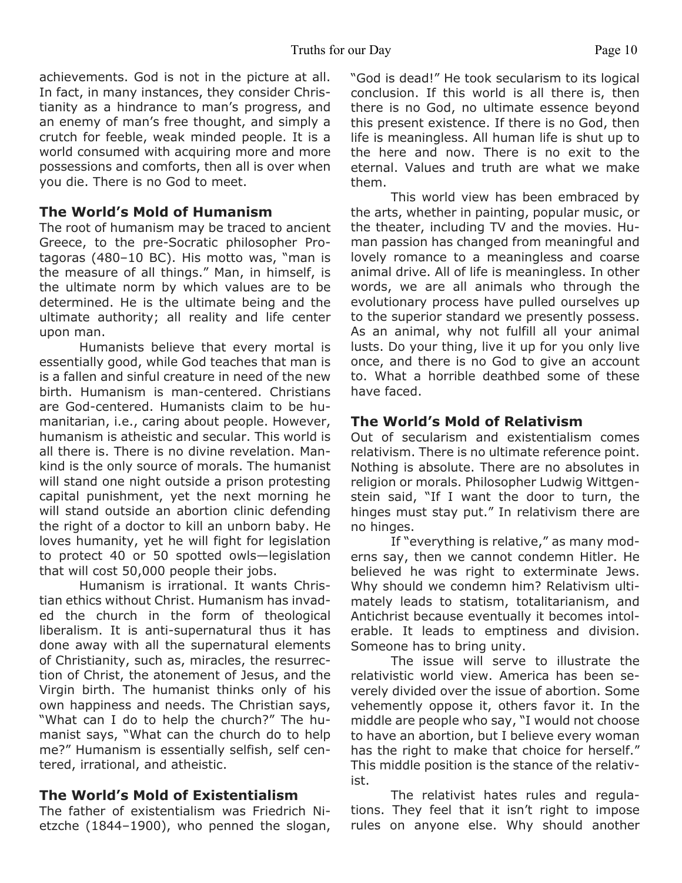achievements. God is not in the picture at all. In fact, in many instances, they consider Christianity as a hindrance to man's progress, and an enemy of man's free thought, and simply a crutch for feeble, weak minded people. It is a world consumed with acquiring more and more possessions and comforts, then all is over when you die. There is no God to meet.

### The World's Mold of Humanism

The root of humanism may be traced to ancient Greece, to the pre-Socratic philosopher Protagoras (480–10 BC). His motto was, "man is the measure of all things." Man, in himself, is the ultimate norm by which values are to be determined. He is the ultimate being and the ultimate authority; all reality and life center upon man.

Humanists believe that every mortal is essentially good, while God teaches that man is is a fallen and sinful creature in need of the new birth. Humanism is man-centered. Christians are God-centered. Humanists claim to be humanitarian, i.e., caring about people. However, humanism is atheistic and secular. This world is all there is. There is no divine revelation. Mankind is the only source of morals. The humanist will stand one night outside a prison protesting capital punishment, yet the next morning he will stand outside an abortion clinic defending the right of a doctor to kill an unborn baby. He loves humanity, yet he will fight for legislation to protect 40 or 50 spotted owls—legislation that will cost 50,000 people their jobs.

Humanism is irrational. It wants Christian ethics without Christ. Humanism has invaded the church in the form of theological liberalism. It is anti-supernatural thus it has done away with all the supernatural elements of Christianity, such as, miracles, the resurrection of Christ, the atonement of Jesus, and the Virgin birth. The humanist thinks only of his own happiness and needs. The Christian says, "What can I do to help the church?" The humanist says, "What can the church do to help me?" Humanism is essentially selfish, self centered, irrational, and atheistic.

### The World's Mold of Existentialism

The father of existentialism was Friedrich Nietzche (1844–1900), who penned the slogan, "God is dead!" He took secularism to its logical conclusion. If this world is all there is, then there is no God, no ultimate essence beyond this present existence. If there is no God, then life is meaningless. All human life is shut up to the here and now. There is no exit to the eternal. Values and truth are what we make them.

This world view has been embraced by the arts, whether in painting, popular music, or the theater, including TV and the movies. Human passion has changed from meaningful and lovely romance to a meaningless and coarse animal drive. All of life is meaningless. In other words, we are all animals who through the evolutionary process have pulled ourselves up to the superior standard we presently possess. As an animal, why not fulfill all your animal lusts. Do your thing, live it up for you only live once, and there is no God to give an account to. What a horrible deathbed some of these have faced.

### The World's Mold of Relativism

Out of secularism and existentialism comes relativism. There is no ultimate reference point. Nothing is absolute. There are no absolutes in religion or morals. Philosopher Ludwig Wittgenstein said, "If I want the door to turn, the hinges must stay put." In relativism there are no hinges.

If "everything is relative," as many moderns say, then we cannot condemn Hitler. He believed he was right to exterminate Jews. Why should we condemn him? Relativism ultimately leads to statism, totalitarianism, and Antichrist because eventually it becomes intolerable. It leads to emptiness and division. Someone has to bring unity.

The issue will serve to illustrate the relativistic world view. America has been severely divided over the issue of abortion. Some vehemently oppose it, others favor it. In the middle are people who say, "I would not choose to have an abortion, but I believe every woman has the right to make that choice for herself." This middle position is the stance of the relativist.

The relativist hates rules and regulations. They feel that it isn't right to impose rules on anyone else. Why should another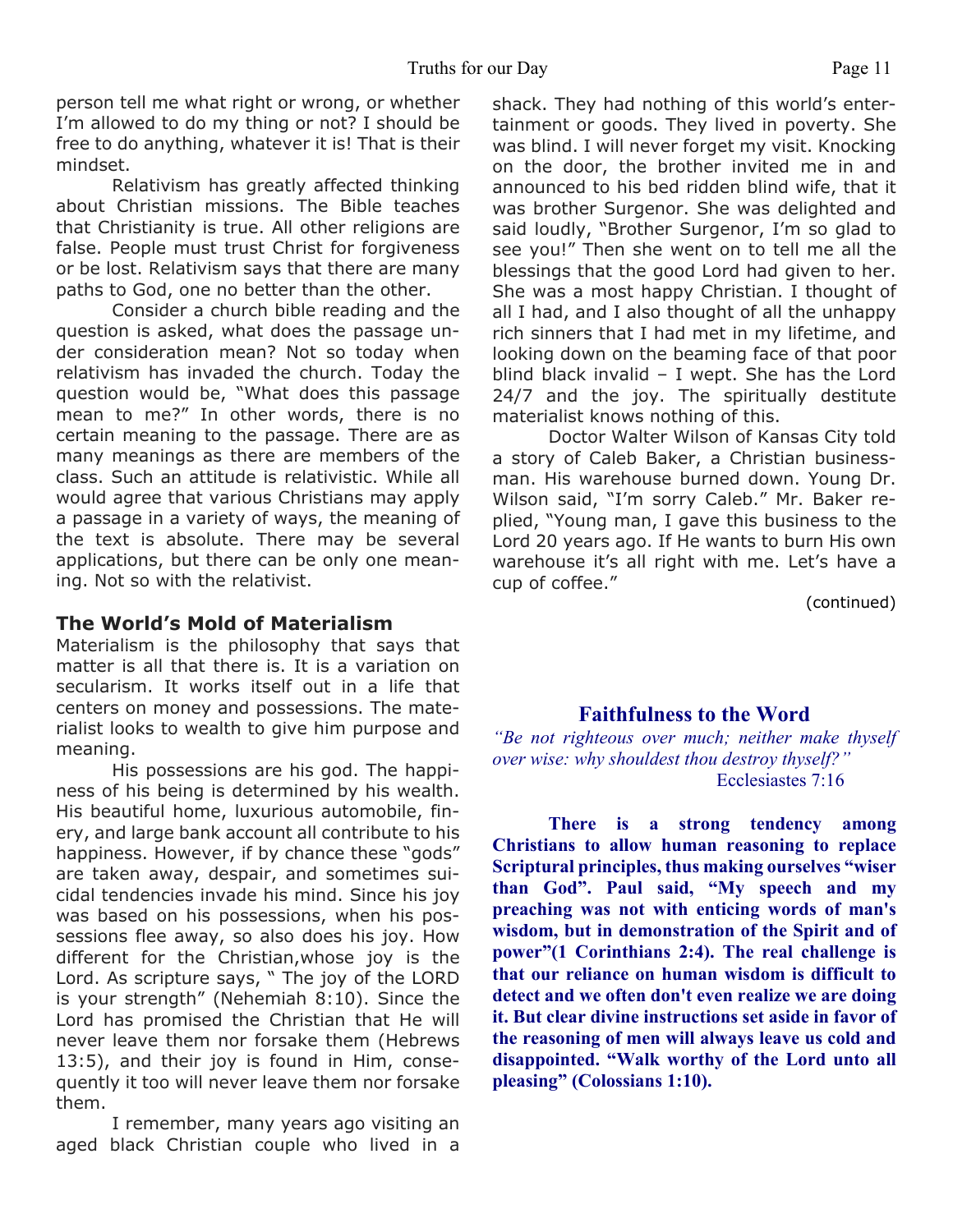person tell me what right or wrong, or whether I'm allowed to do my thing or not? I should be free to do anything, whatever it is! That is their mindset.

Relativism has greatly affected thinking about Christian missions. The Bible teaches that Christianity is true. All other religions are false. People must trust Christ for forgiveness or be lost. Relativism says that there are many paths to God, one no better than the other.

Consider a church bible reading and the question is asked, what does the passage under consideration mean? Not so today when relativism has invaded the church. Today the question would be, "What does this passage mean to me?" In other words, there is no certain meaning to the passage. There are as many meanings as there are members of the class. Such an attitude is relativistic. While all would agree that various Christians may apply a passage in a variety of ways, the meaning of the text is absolute. There may be several applications, but there can be only one meaning. Not so with the relativist.

### The World's Mold of Materialism

Materialism is the philosophy that says that matter is all that there is. It is a variation on secularism. It works itself out in a life that centers on money and possessions. The materialist looks to wealth to give him purpose and meaning.

His possessions are his god. The happiness of his being is determined by his wealth. His beautiful home, luxurious automobile, finery, and large bank account all contribute to his happiness. However, if by chance these "gods" are taken away, despair, and sometimes suicidal tendencies invade his mind. Since his joy was based on his possessions, when his possessions flee away, so also does his joy. How different for the Christian,whose joy is the Lord. As scripture says, " The joy of the LORD is your strength" (Nehemiah 8:10). Since the Lord has promised the Christian that He will never leave them nor forsake them (Hebrews 13:5), and their joy is found in Him, consequently it too will never leave them nor forsake them.

I remember, many years ago visiting an aged black Christian couple who lived in a shack. They had nothing of this world's entertainment or goods. They lived in poverty. She was blind. I will never forget my visit. Knocking on the door, the brother invited me in and announced to his bed ridden blind wife, that it was brother Surgenor. She was delighted and said loudly, "Brother Surgenor, I'm so glad to see you!" Then she went on to tell me all the blessings that the good Lord had given to her. She was a most happy Christian. I thought of all I had, and I also thought of all the unhappy rich sinners that I had met in my lifetime, and looking down on the beaming face of that poor blind black invalid – I wept. She has the Lord 24/7 and the joy. The spiritually destitute materialist knows nothing of this.

Doctor Walter Wilson of Kansas City told a story of Caleb Baker, a Christian businessman. His warehouse burned down. Young Dr. Wilson said, "I'm sorry Caleb." Mr. Baker replied, "Young man, I gave this business to the Lord 20 years ago. If He wants to burn His own warehouse it's all right with me. Let's have a cup of coffee."

(continued)

## Faithfulness to the Word

*"Be not righteous over much; neither make thyself over wise: why shouldest thou destroy thyself?"*
Ecclesiastes 7:16

**There is a strong tendency among Christians to allow human reasoning to replace Scriptural principles, thus making ourselves "wiser than God". Paul said, "My speech and my preaching was not with enticing words of man's wisdom, but in demonstration of the Spirit and of power"(1 Corinthians 2:4). The real challenge is that our reliance on human wisdom is difficult to detect and we often don't even realize we are doing it. But clear divine instructions set aside in favor of the reasoning of men will always leave us cold and disappointed. "Walk worthy of the Lord unto all pleasing" (Colossians 1:10).**